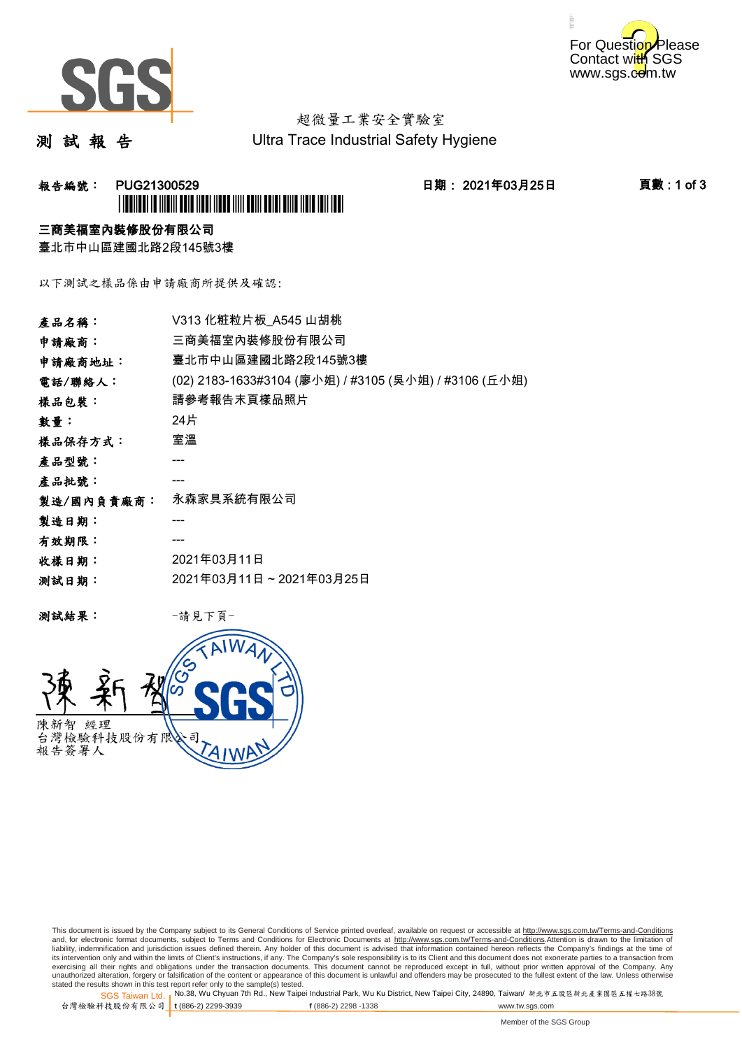超微量工業安全實驗室
Ultra Trace Industrial Safety Hygiene

# 測 試 報 告

**報告編號： PUG21300529** **日期： 2021年03月25日**

**三商美福室內裝修股份有限公司**
臺北市中山區建國北路2段145號3樓

以下測試之樣品係由申請廠商所提供及確認:

| | |
|---|---|
| **產品名稱：** | V313 化粧粒片板_A545 山胡桃 |
| **申請廠商：** | 三商美福室內裝修股份有限公司 |
| **申請廠商地址：** | 臺北市中山區建國北路2段145號3樓 |
| **電話/聯絡人：** | (02) 2183-1633#3104 (廖小姐) / #3105 (吳小姐) / #3106 (丘小姐) |
| **樣品包裝：** | 請參考報告末頁樣品照片 |
| **數量：** | 24片 |
| **樣品保存方式：** | 室溫 |
| **產品型號：** | --- |
| **產品批號：** | --- |
| **製造/國內負責廠商：** | 永森家具系統有限公司 |
| **製造日期：** | --- |
| **有效期限：** | --- |
| **收樣日期：** | 2021年03月11日 |
| **測試日期：** | 2021年03月11日 ~ 2021年03月25日 |

**測試結果：** -請見下頁-

陳新智 經理
台灣檢驗科技股份有限公司
報告簽署人

This document is issued by the Company subject to its General Conditions of Service printed overleaf, available on request or accessible at http://www.sgs.com.tw/Terms-and-Conditions and, for electronic format documents, subject to Terms and Conditions for Electronic Documents at http://www.sgs.com.tw/Terms-and-Conditions.Attention is drawn to the limitation of liability, indemnification and jurisdiction issues defined therein. Any holder of this document is advised that information contained hereon reflects the Company's findings at the time of its intervention only and within the limits of Client's instructions, if any. The Company's sole responsibility is to its Client and this document does not exonerate parties to a transaction from exercising all their rights and obligations under the transaction documents. This document cannot be reproduced except in full, without prior written approval of the Company. Any unauthorized alteration, forgery or falsification of the content or appearance of this document is unlawful and offenders may be prosecuted to the fullest extent of the law. Unless otherwise stated the results shown in this test report refer only to the sample(s) tested.

SGS Taiwan Ltd. 台灣檢驗科技股份有限公司 | No.38, Wu Chyuan 7th Rd., New Taipei Industrial Park, Wu Ku District, New Taipei City, 24890, Taiwan/ 新北市五股區新北產業園區五權七路38號 | t (886-2) 2299-3939 f (886-2) 2298 -1338 www.tw.sgs.com

Member of the SGS Group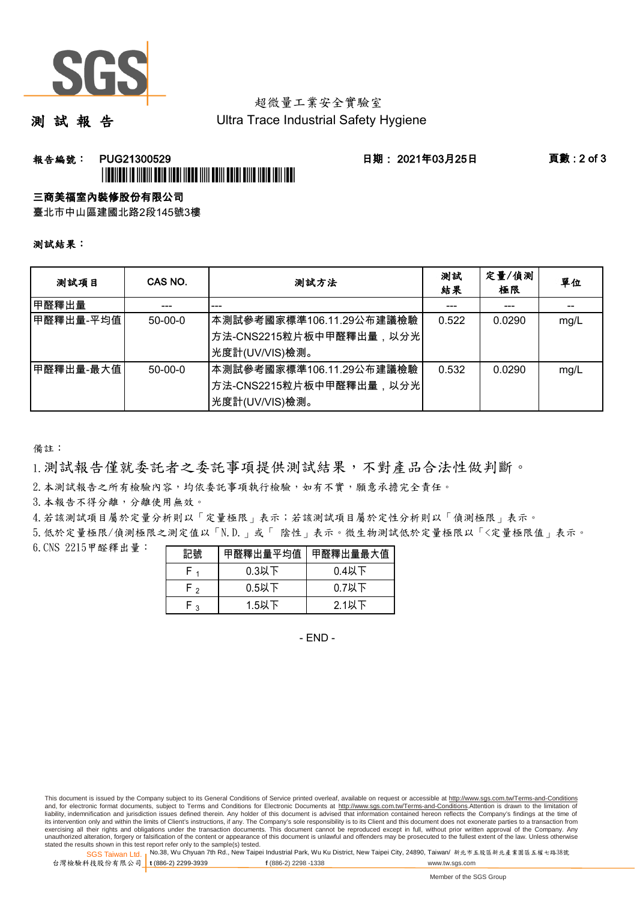超微量工業安全實驗室

Ultra Trace Industrial Safety Hygiene

# 測 試 報 告

**報告編號： PUG21300529** **日期： 2021年03月25日**

**三商美福室內裝修股份有限公司**

臺北市中山區建國北路2段145號3樓

**測試結果：**

| 測試項目 | CAS NO. | 測試方法 | 測試結果 | 定量/偵測極限 | 單位 |
|---|---|---|---|---|---|
| 甲醛釋出量 | --- | --- | --- | --- | -- |
| 甲醛釋出量-平均值 | 50-00-0 | 本測試參考國家標準106.11.29公布建議檢驗方法-CNS2215粒片板中甲醛釋出量，以分光光度計(UV/VIS)檢測。 | 0.522 | 0.0290 | mg/L |
| 甲醛釋出量-最大值 | 50-00-0 | 本測試參考國家標準106.11.29公布建議檢驗方法-CNS2215粒片板中甲醛釋出量，以分光光度計(UV/VIS)檢測。 | 0.532 | 0.0290 | mg/L |

備註：

1. 測試報告僅就委託者之委託事項提供測試結果，不對產品合法性做判斷。
2. 本測試報告之所有檢驗內容，均依委託事項執行檢驗，如有不實，願意承擔完全責任。
3. 本報告不得分離，分離使用無效。
4. 若該測試項目屬於定量分析則以「定量極限」表示；若該測試項目屬於定性分析則以「偵測極限」表示。
5. 低於定量極限/偵測極限之測定值以「N.D.」或「 陰性」表示。微生物測試低於定量極限以「<定量極限值」表示。
6. CNS 2215甲醛釋出量：

| 記號 | 甲醛釋出量平均值 | 甲醛釋出量最大值 |
|---|---|---|
| $F_1$ | 0.3以下 | 0.4以下 |
| $F_2$ | 0.5以下 | 0.7以下 |
| $F_3$ | 1.5以下 | 2.1以下 |

- END -

This document is issued by the Company subject to its General Conditions of Service printed overleaf, available on request or accessible at http://www.sgs.com.tw/Terms-and-Conditions and, for electronic format documents, subject to Terms and Conditions for Electronic Documents at http://www.sgs.com.tw/Terms-and-Conditions.Attention is drawn to the limitation of liability, indemnification and jurisdiction issues defined therein. Any holder of this document is advised that information contained hereon reflects the Company's findings at the time of its intervention only and within the limits of Client's instructions, if any. The Company's sole responsibility is to its Client and this document does not exonerate parties to a transaction from exercising all their rights and obligations under the transaction documents. This document cannot be reproduced except in full, without prior written approval of the Company. Any unauthorized alteration, forgery or falsification of the content or appearance of this document is unlawful and offenders may be prosecuted to the fullest extent of the law. Unless otherwise stated the results shown in this test report refer only to the sample(s) tested.

SGS Taiwan Ltd. 台灣檢驗科技股份有限公司 | No.38, Wu Chyuan 7th Rd., New Taipei Industrial Park, Wu Ku District, New Taipei City, 24890, Taiwan/ 新北市五股區新北產業園區五權七路38號 t (886-2) 2299-3939 f (886-2) 2298 -1338 www.tw.sgs.com

Member of the SGS Group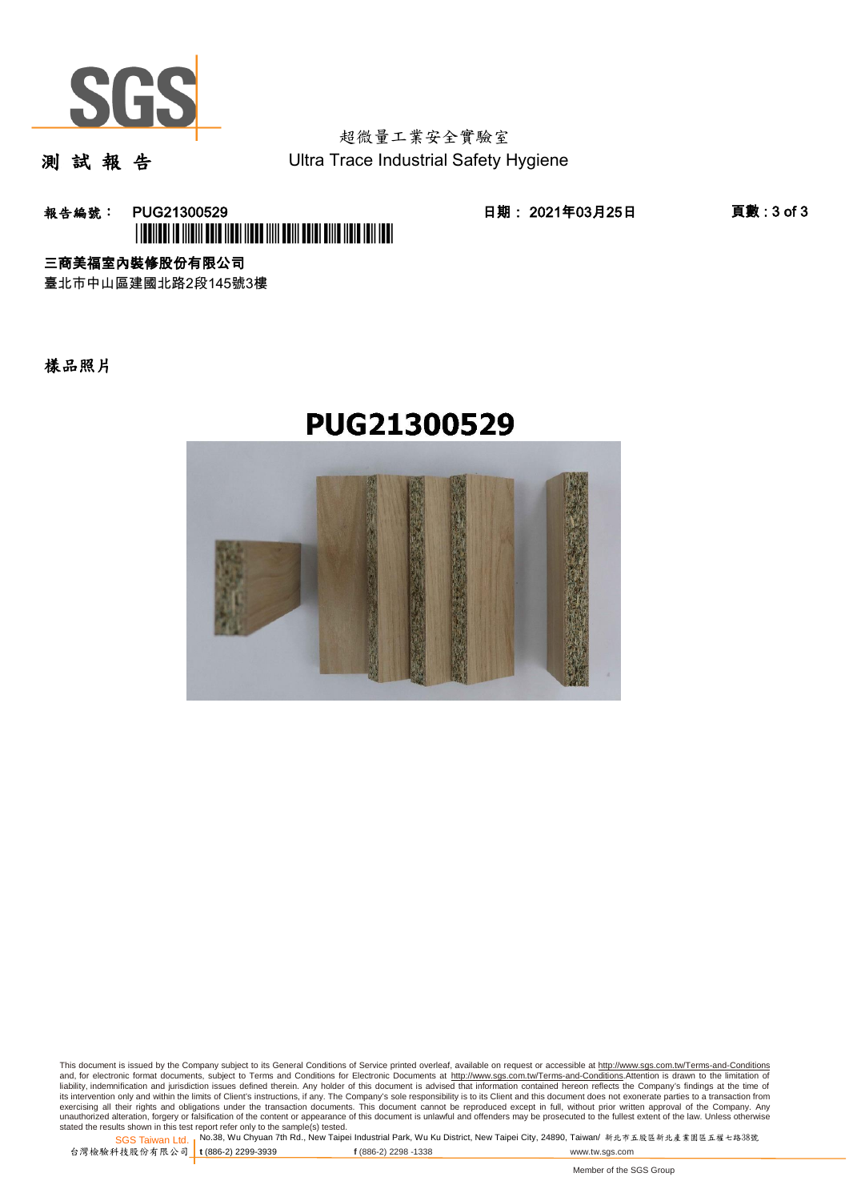超微量工業安全實驗室

# 測試報告

Ultra Trace Industrial Safety Hygiene

**報告編號：** PUG21300529　　**日期：** 2021年03月25日

**三商美福室內裝修股份有限公司**

臺北市中山區建國北路2段145號3樓

## 樣品照片

**PUG21300529**

This document is issued by the Company subject to its General Conditions of Service printed overleaf, available on request or accessible at http://www.sgs.com.tw/Terms-and-Conditions and, for electronic format documents, subject to Terms and Conditions for Electronic Documents at http://www.sgs.com.tw/Terms-and-Conditions.Attention is drawn to the limitation of liability, indemnification and jurisdiction issues defined therein. Any holder of this document is advised that information contained hereon reflects the Company's findings at the time of its intervention only and within the limits of Client's instructions, if any. The Company's sole responsibility is to its Client and this document does not exonerate parties to a transaction from exercising all their rights and obligations under the transaction documents. This document cannot be reproduced except in full, without prior written approval of the Company. Any unauthorized alteration, forgery or falsification of the content or appearance of this document is unlawful and offenders may be prosecuted to the fullest extent of the law. Unless otherwise stated the results shown in this test report refer only to the sample(s) tested.

SGS Taiwan Ltd. 台灣檢驗科技股份有限公司 | No.38, Wu Chyuan 7th Rd., New Taipei Industrial Park, Wu Ku District, New Taipei City, 24890, Taiwan/ 新北市五股區新北產業園區五權七路38號 | t (886-2) 2299-3939 | f (886-2) 2298 -1338 | www.tw.sgs.com

Member of the SGS Group